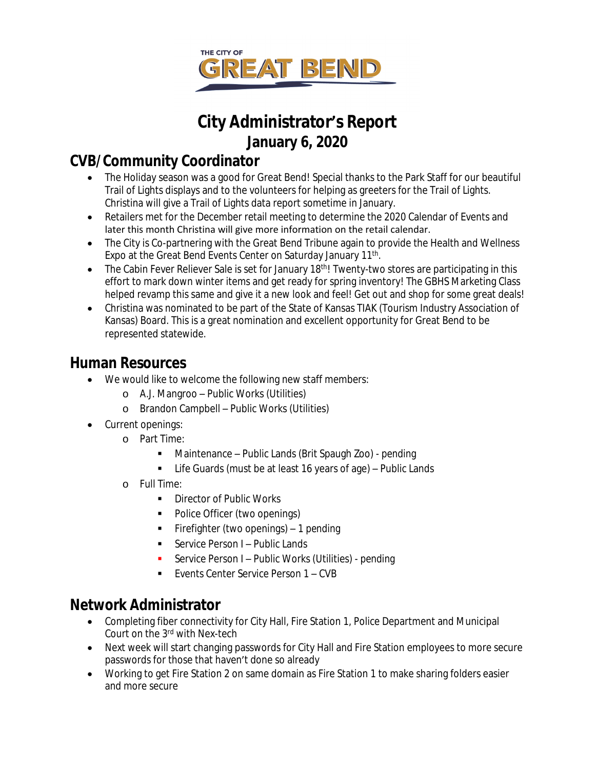THE CITY OF
GREAT BEND

# City Administrator's Report
## January 6, 2020

## CVB/Community Coordinator

- The Holiday season was a good for Great Bend! Special thanks to the Park Staff for our beautiful Trail of Lights displays and to the volunteers for helping as greeters for the Trail of Lights. Christina will give a Trail of Lights data report sometime in January.
- Retailers met for the December retail meeting to determine the 2020 Calendar of Events and later this month Christina will give more information on the retail calendar.
- The City is Co-partnering with the Great Bend Tribune again to provide the Health and Wellness Expo at the Great Bend Events Center on Saturday January 11th.
- The Cabin Fever Reliever Sale is set for January 18th! Twenty-two stores are participating in this effort to mark down winter items and get ready for spring inventory! The GBHS Marketing Class helped revamp this same and give it a new look and feel! Get out and shop for some great deals!
- Christina was nominated to be part of the State of Kansas TIAK (Tourism Industry Association of Kansas) Board. This is a great nomination and excellent opportunity for Great Bend to be represented statewide.

## Human Resources

- We would like to welcome the following new staff members:
  - A.J. Mangroo – Public Works (Utilities)
  - Brandon Campbell – Public Works (Utilities)
- Current openings:
  - Part Time:
    - Maintenance – Public Lands (Brit Spaugh Zoo) - pending
    - Life Guards (must be at least 16 years of age) – Public Lands
  - Full Time:
    - Director of Public Works
    - Police Officer (two openings)
    - Firefighter (two openings) – 1 pending
    - Service Person I – Public Lands
    - Service Person I – Public Works (Utilities) - pending
    - Events Center Service Person 1 – CVB

## Network Administrator

- Completing fiber connectivity for City Hall, Fire Station 1, Police Department and Municipal Court on the 3rd with Nex-tech
- Next week will start changing passwords for City Hall and Fire Station employees to more secure passwords for those that haven't done so already
- Working to get Fire Station 2 on same domain as Fire Station 1 to make sharing folders easier and more secure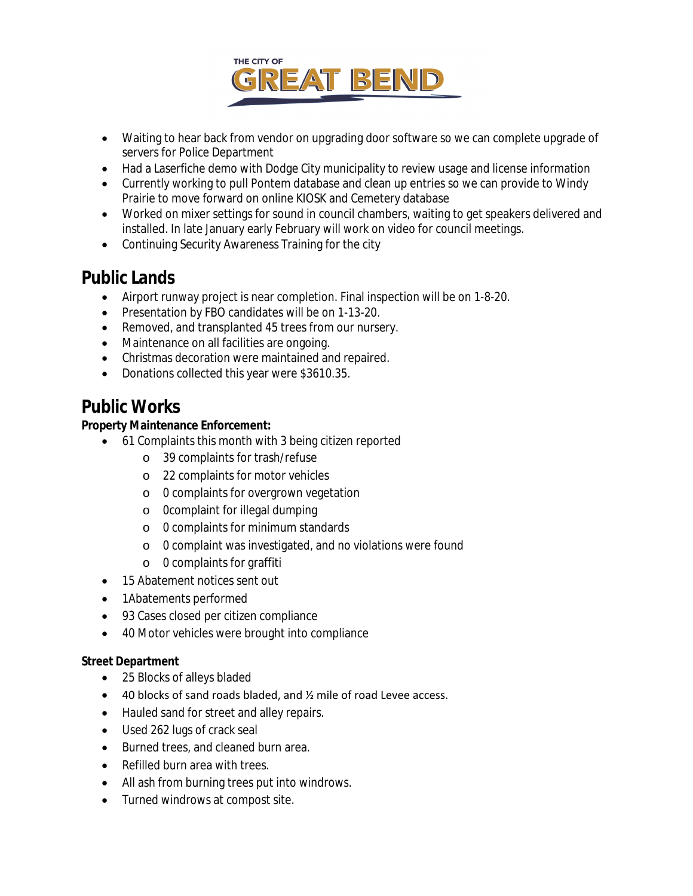- Waiting to hear back from vendor on upgrading door software so we can complete upgrade of servers for Police Department
- Had a Laserfiche demo with Dodge City municipality to review usage and license information
- Currently working to pull Pontem database and clean up entries so we can provide to Windy Prairie to move forward on online KIOSK and Cemetery database
- Worked on mixer settings for sound in council chambers, waiting to get speakers delivered and installed. In late January early February will work on video for council meetings.
- Continuing Security Awareness Training for the city

## Public Lands

- Airport runway project is near completion. Final inspection will be on 1-8-20.
- Presentation by FBO candidates will be on 1-13-20.
- Removed, and transplanted 45 trees from our nursery.
- Maintenance on all facilities are ongoing.
- Christmas decoration were maintained and repaired.
- Donations collected this year were $3610.35.

## Public Works

**Property Maintenance Enforcement:**

- 61 Complaints this month with 3 being citizen reported
  - 39 complaints for trash/refuse
  - 22 complaints for motor vehicles
  - 0 complaints for overgrown vegetation
  - 0complaint for illegal dumping
  - 0 complaints for minimum standards
  - 0 complaint was investigated, and no violations were found
  - 0 complaints for graffiti
- 15 Abatement notices sent out
- 1Abatements performed
- 93 Cases closed per citizen compliance
- 40 Motor vehicles were brought into compliance

**Street Department**

- 25 Blocks of alleys bladed
- 40 blocks of sand roads bladed, and ½ mile of road Levee access.
- Hauled sand for street and alley repairs.
- Used 262 lugs of crack seal
- Burned trees, and cleaned burn area.
- Refilled burn area with trees.
- All ash from burning trees put into windrows.
- Turned windrows at compost site.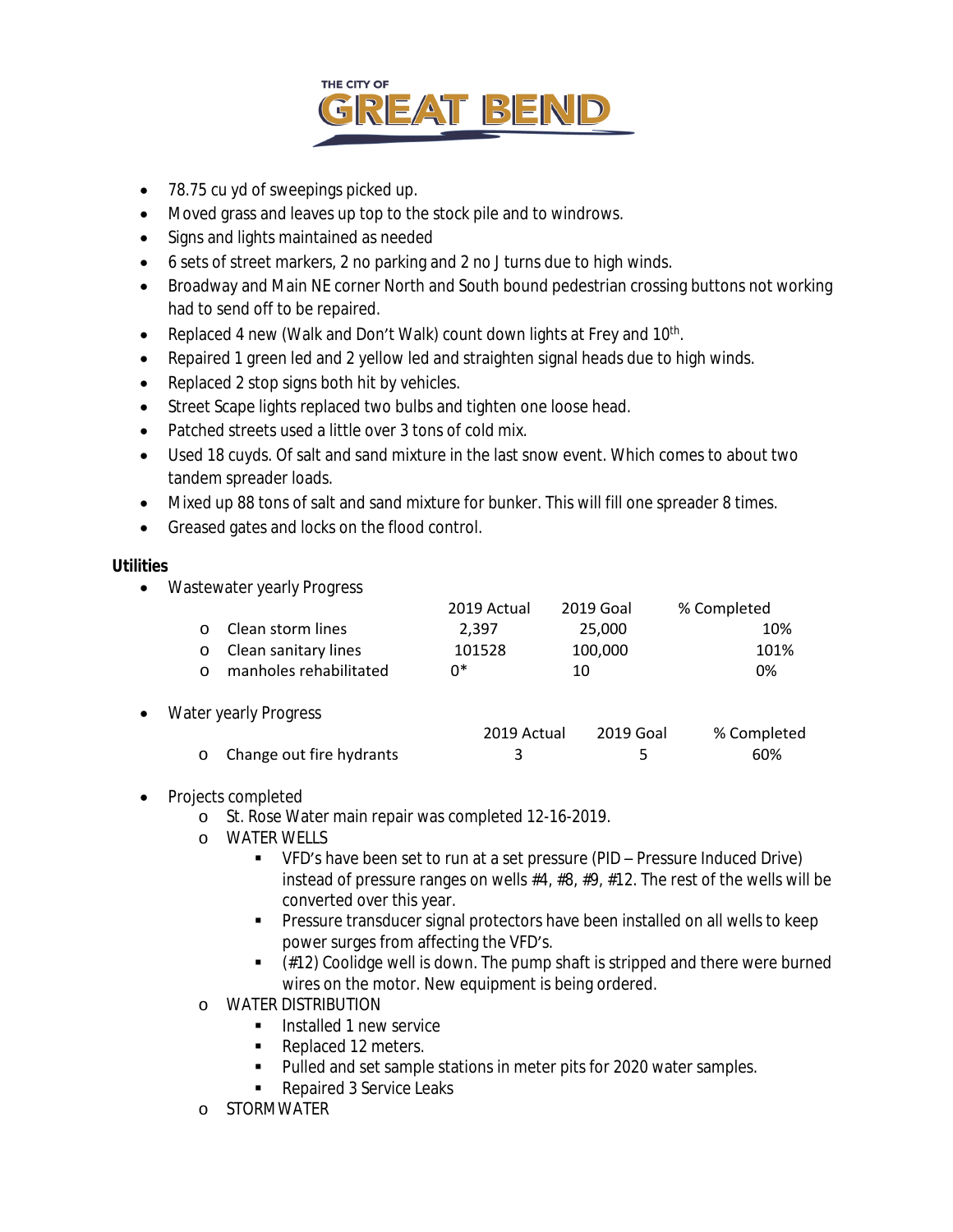- 78.75 cu yd of sweepings picked up.
- Moved grass and leaves up top to the stock pile and to windrows.
- Signs and lights maintained as needed
- 6 sets of street markers, 2 no parking and 2 no J turns due to high winds.
- Broadway and Main NE corner North and South bound pedestrian crossing buttons not working had to send off to be repaired.
- Replaced 4 new (Walk and Don't Walk) count down lights at Frey and 10th.
- Repaired 1 green led and 2 yellow led and straighten signal heads due to high winds.
- Replaced 2 stop signs both hit by vehicles.
- Street Scape lights replaced two bulbs and tighten one loose head.
- Patched streets used a little over 3 tons of cold mix.
- Used 18 cuyds. Of salt and sand mixture in the last snow event. Which comes to about two tandem spreader loads.
- Mixed up 88 tons of salt and sand mixture for bunker. This will fill one spreader 8 times.
- Greased gates and locks on the flood control.

**Utilities**

- Wastewater yearly Progress

| | 2019 Actual | 2019 Goal | % Completed |
|---|---|---|---|
| Clean storm lines | 2,397 | 25,000 | 10% |
| Clean sanitary lines | 101528 | 100,000 | 101% |
| manholes rehabilitated | 0* | 10 | 0% |

- Water yearly Progress

| | 2019 Actual | 2019 Goal | % Completed |
|---|---|---|---|
| Change out fire hydrants | 3 | 5 | 60% |

- Projects completed
  - St. Rose Water main repair was completed 12-16-2019.
  - WATER WELLS
    - VFD's have been set to run at a set pressure (PID – Pressure Induced Drive) instead of pressure ranges on wells #4, #8, #9, #12. The rest of the wells will be converted over this year.
    - Pressure transducer signal protectors have been installed on all wells to keep power surges from affecting the VFD's.
    - (#12) Coolidge well is down. The pump shaft is stripped and there were burned wires on the motor. New equipment is being ordered.
  - WATER DISTRIBUTION
    - Installed 1 new service
    - Replaced 12 meters.
    - Pulled and set sample stations in meter pits for 2020 water samples.
    - Repaired 3 Service Leaks
  - STORM WATER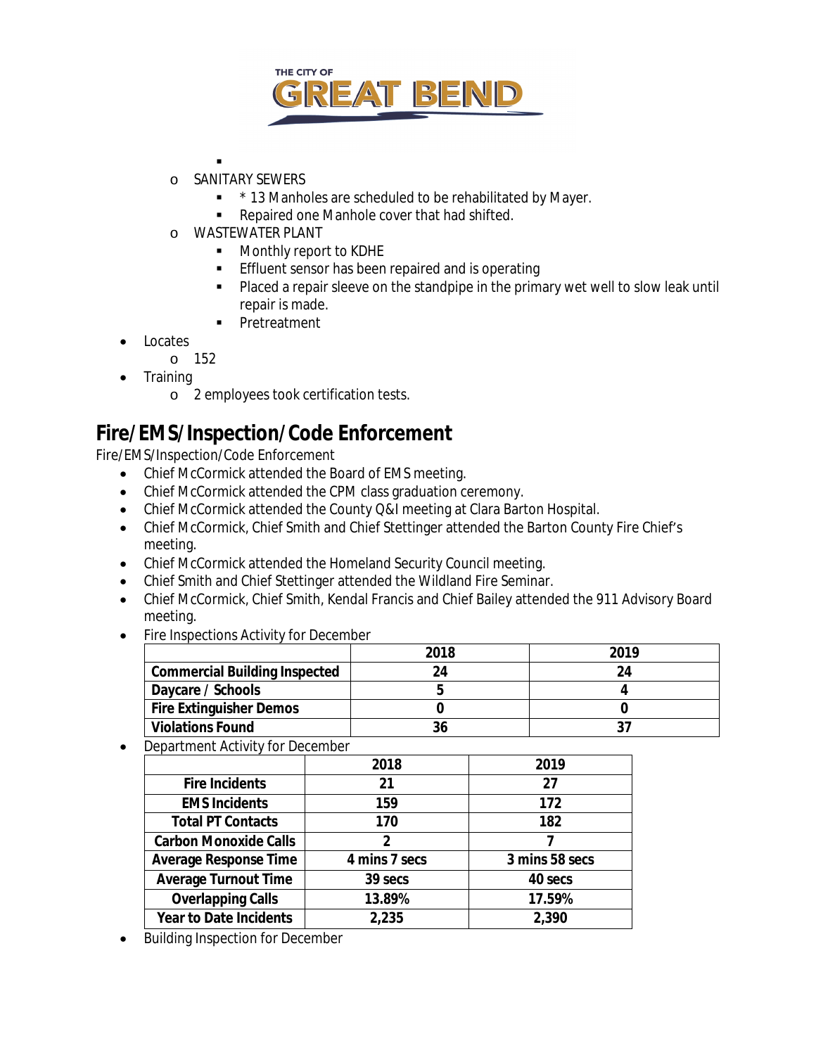- SANITARY SEWERS
  - * 13 Manholes are scheduled to be rehabilitated by Mayer.
  - Repaired one Manhole cover that had shifted.
- WASTEWATER PLANT
  - Monthly report to KDHE
  - Effluent sensor has been repaired and is operating
  - Placed a repair sleeve on the standpipe in the primary wet well to slow leak until repair is made.
  - Pretreatment

- Locates
  - 152
- Training
  - 2 employees took certification tests.

## Fire/EMS/Inspection/Code Enforcement

Fire/EMS/Inspection/Code Enforcement

- Chief McCormick attended the Board of EMS meeting.
- Chief McCormick attended the CPM class graduation ceremony.
- Chief McCormick attended the County Q&I meeting at Clara Barton Hospital.
- Chief McCormick, Chief Smith and Chief Stettinger attended the Barton County Fire Chief's meeting.
- Chief McCormick attended the Homeland Security Council meeting.
- Chief Smith and Chief Stettinger attended the Wildland Fire Seminar.
- Chief McCormick, Chief Smith, Kendal Francis and Chief Bailey attended the 911 Advisory Board meeting.
- Fire Inspections Activity for December

| | 2018 | 2019 |
|---|---|---|
| **Commercial Building Inspected** | 24 | 24 |
| **Daycare / Schools** | 5 | 4 |
| **Fire Extinguisher Demos** | 0 | 0 |
| **Violations Found** | 36 | 37 |

- Department Activity for December

| | 2018 | 2019 |
|---|---|---|
| **Fire Incidents** | 21 | 27 |
| **EMS Incidents** | 159 | 172 |
| **Total PT Contacts** | 170 | 182 |
| **Carbon Monoxide Calls** | 2 | 7 |
| **Average Response Time** | 4 mins 7 secs | 3 mins 58 secs |
| **Average Turnout Time** | 39 secs | 40 secs |
| **Overlapping Calls** | 13.89% | 17.59% |
| **Year to Date Incidents** | 2,235 | 2,390 |

- Building Inspection for December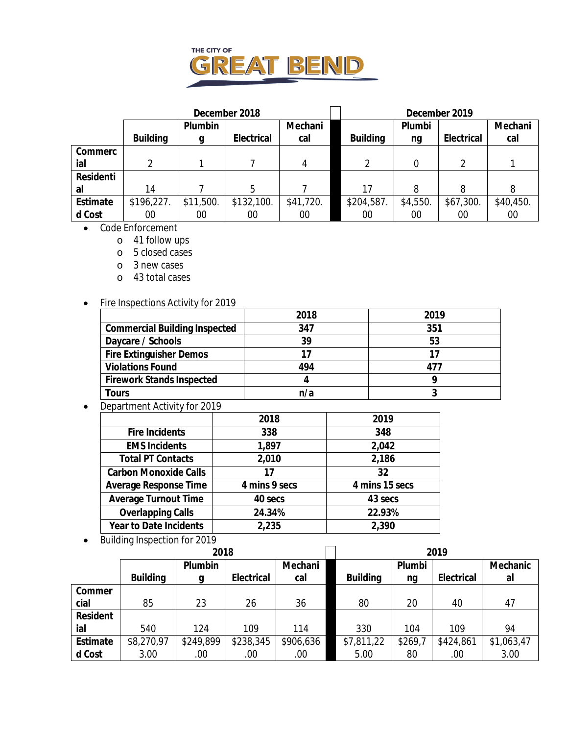THE CITY OF GREAT BEND

| | December 2018 | | | | December 2019 | | | |
|---|---|---|---|---|---|---|---|---|
| | Building | Plumbing | Electrical | Mechanical | Building | Plumbing | Electrical | Mechanical |
| Commercial | 2 | 1 | 7 | 4 | 2 | 0 | 2 | 1 |
| Residential | 14 | 7 | 5 | 7 | 17 | 8 | 8 | 8 |
| Estimated Cost | $196,227.00 | $11,500.00 | $132,100.00 | $41,720.00 | $204,587.00 | $4,550.00 | $67,300.00 | $40,450.00 |

- Code Enforcement
  - 41 follow ups
  - 5 closed cases
  - 3 new cases
  - 43 total cases

- Fire Inspections Activity for 2019

| | 2018 | 2019 |
|---|---|---|
| Commercial Building Inspected | 347 | 351 |
| Daycare / Schools | 39 | 53 |
| Fire Extinguisher Demos | 17 | 17 |
| Violations Found | 494 | 477 |
| Firework Stands Inspected | 4 | 9 |
| Tours | n/a | 3 |

- Department Activity for 2019

| | 2018 | 2019 |
|---|---|---|
| Fire Incidents | 338 | 348 |
| EMS Incidents | 1,897 | 2,042 |
| Total PT Contacts | 2,010 | 2,186 |
| Carbon Monoxide Calls | 17 | 32 |
| Average Response Time | 4 mins 9 secs | 4 mins 15 secs |
| Average Turnout Time | 40 secs | 43 secs |
| Overlapping Calls | 24.34% | 22.93% |
| Year to Date Incidents | 2,235 | 2,390 |

- Building Inspection for 2019

| | 2018 | | | | 2019 | | | |
|---|---|---|---|---|---|---|---|---|
| | Building | Plumbing | Electrical | Mechanical | Building | Plumbing | Electrical | Mechanical |
| Commercial | 85 | 23 | 26 | 36 | 80 | 20 | 40 | 47 |
| Residential | 540 | 124 | 109 | 114 | 330 | 104 | 109 | 94 |
| Estimated Cost | $8,270,973.00 | $249,899.00 | $238,345.00 | $906,636.00 | $7,811,225.00 | $269,780 | $424,861.00 | $1,063,473.00 |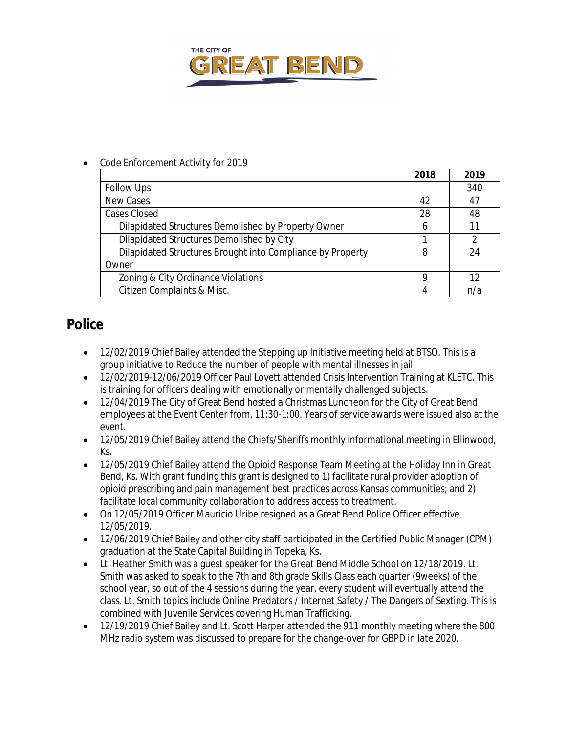- Code Enforcement Activity for 2019

| | 2018 | 2019 |
|---|---|---|
| Follow Ups | | 340 |
| New Cases | 42 | 47 |
| Cases Closed | 28 | 48 |
| Dilapidated Structures Demolished by Property Owner | 6 | 11 |
| Dilapidated Structures Demolished by City | 1 | 2 |
| Dilapidated Structures Brought into Compliance by Property Owner | 8 | 24 |
| Zoning & City Ordinance Violations | 9 | 12 |
| Citizen Complaints & Misc. | 4 | n/a |

## Police

- 12/02/2019 Chief Bailey attended the Stepping up Initiative meeting held at BTSO. This is a group initiative to Reduce the number of people with mental illnesses in jail.
- 12/02/2019-12/06/2019 Officer Paul Lovett attended Crisis Intervention Training at KLETC. This is training for officers dealing with emotionally or mentally challenged subjects.
- 12/04/2019 The City of Great Bend hosted a Christmas Luncheon for the City of Great Bend employees at the Event Center from, 11:30-1:00. Years of service awards were issued also at the event.
- 12/05/2019 Chief Bailey attend the Chiefs/Sheriffs monthly informational meeting in Ellinwood, Ks.
- 12/05/2019 Chief Bailey attend the Opioid Response Team Meeting at the Holiday Inn in Great Bend, Ks. With grant funding this grant is designed to 1) facilitate rural provider adoption of opioid prescribing and pain management best practices across Kansas communities; and 2) facilitate local community collaboration to address access to treatment.
- On 12/05/2019 Officer Mauricio Uribe resigned as a Great Bend Police Officer effective 12/05/2019.
- 12/06/2019 Chief Bailey and other city staff participated in the Certified Public Manager (CPM) graduation at the State Capital Building in Topeka, Ks.
- Lt. Heather Smith was a guest speaker for the Great Bend Middle School on 12/18/2019. Lt. Smith was asked to speak to the 7th and 8th grade Skills Class each quarter (9weeks) of the school year, so out of the 4 sessions during the year, every student will eventually attend the class. Lt. Smith topics include Online Predators / Internet Safety / The Dangers of Sexting. This is combined with Juvenile Services covering Human Trafficking.
- 12/19/2019 Chief Bailey and Lt. Scott Harper attended the 911 monthly meeting where the 800 MHz radio system was discussed to prepare for the change-over for GBPD in late 2020.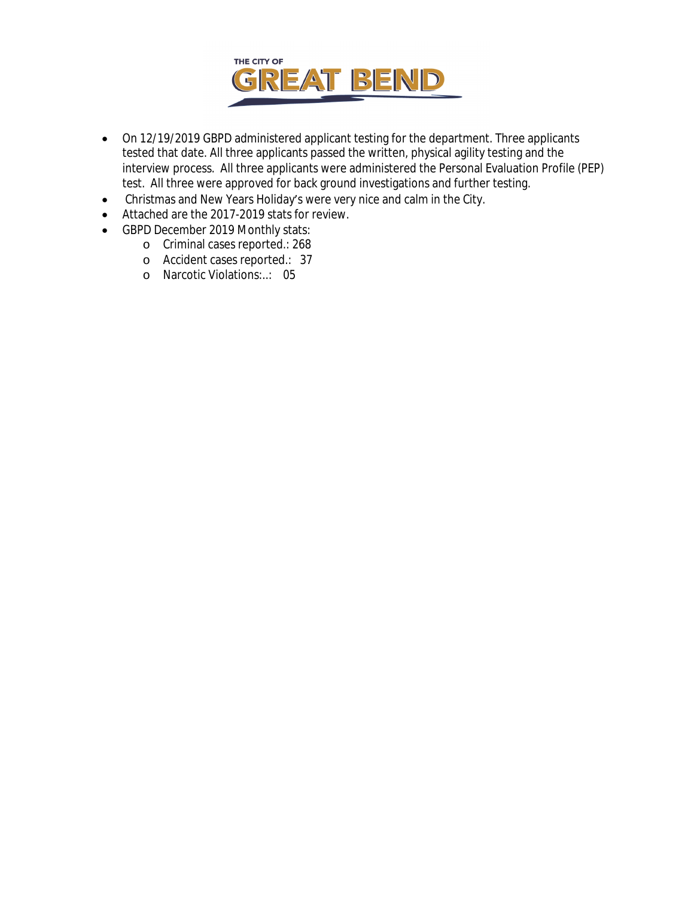THE CITY OF

GREAT BEND

- On 12/19/2019 GBPD administered applicant testing for the department. Three applicants tested that date. All three applicants passed the written, physical agility testing and the interview process. All three applicants were administered the Personal Evaluation Profile (PEP) test. All three were approved for back ground investigations and further testing.
- Christmas and New Years Holiday's were very nice and calm in the City.
- Attached are the 2017-2019 stats for review.
- GBPD December 2019 Monthly stats:
    - Criminal cases reported.: 268
    - Accident cases reported.: 37
    - Narcotic Violations:..: 05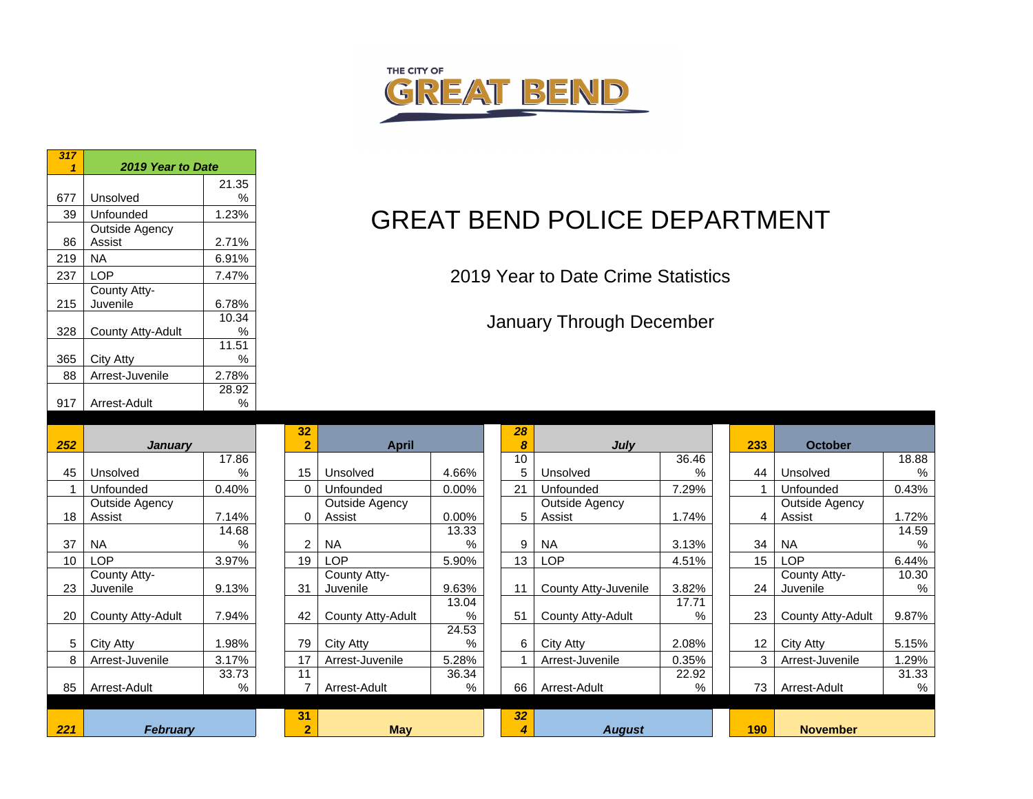THE CITY OF GREAT BEND

# GREAT BEND POLICE DEPARTMENT

## 2019 Year to Date Crime Statistics

## January Through December

| 3171 | *2019 Year to Date* | |
|---|---|---|
| 677 | Unsolved | 21.35% |
| 39 | Unfounded | 1.23% |
| 86 | Outside Agency Assist | 2.71% |
| 219 | NA | 6.91% |
| 237 | LOP | 7.47% |
| 215 | County Atty-Juvenile | 6.78% |
| 328 | County Atty-Adult | 10.34% |
| 365 | City Atty | 11.51% |
| 88 | Arrest-Juvenile | 2.78% |
| 917 | Arrest-Adult | 28.92% |

| 252 | *January* | |
|---|---|---|
| 45 | Unsolved | 17.86% |
| 1 | Unfounded | 0.40% |
| 18 | Outside Agency Assist | 7.14% |
| 37 | NA | 14.68% |
| 10 | LOP | 3.97% |
| 23 | County Atty-Juvenile | 9.13% |
| 20 | County Atty-Adult | 7.94% |
| 5 | City Atty | 1.98% |
| 8 | Arrest-Juvenile | 3.17% |
| 85 | Arrest-Adult | 33.73% |

| 322 | April | |
|---|---|---|
| 15 | Unsolved | 4.66% |
| 0 | Unfounded | 0.00% |
| 0 | Outside Agency Assist | 0.00% |
| 2 | NA | 13.33% |
| 19 | LOP | 5.90% |
| 31 | County Atty-Juvenile | 9.63% |
| 42 | County Atty-Adult | 13.04% |
| 79 | City Atty | 24.53% |
| 17 | Arrest-Juvenile | 5.28% |
| 117 | Arrest-Adult | 36.34% |

| 288 | *July* | |
|---|---|---|
| 105 | Unsolved | 36.46% |
| 21 | Unfounded | 7.29% |
| 5 | Outside Agency Assist | 1.74% |
| 9 | NA | 3.13% |
| 13 | LOP | 4.51% |
| 11 | County Atty-Juvenile | 3.82% |
| 51 | County Atty-Adult | 17.71% |
| 6 | City Atty | 2.08% |
| 1 | Arrest-Juvenile | 0.35% |
| 66 | Arrest-Adult | 22.92% |

| 233 | October | |
|---|---|---|
| 44 | Unsolved | 18.88% |
| 1 | Unfounded | 0.43% |
| 4 | Outside Agency Assist | 1.72% |
| 34 | NA | 14.59% |
| 15 | LOP | 6.44% |
| 24 | County Atty-Juvenile | 10.30% |
| 23 | County Atty-Adult | 9.87% |
| 12 | City Atty | 5.15% |
| 3 | Arrest-Juvenile | 1.29% |
| 73 | Arrest-Adult | 31.33% |

| 221 | *February* |
|---|---|

| 312 | May |
|---|---|

| 324 | *August* |
|---|---|

| 190 | November |
|---|---|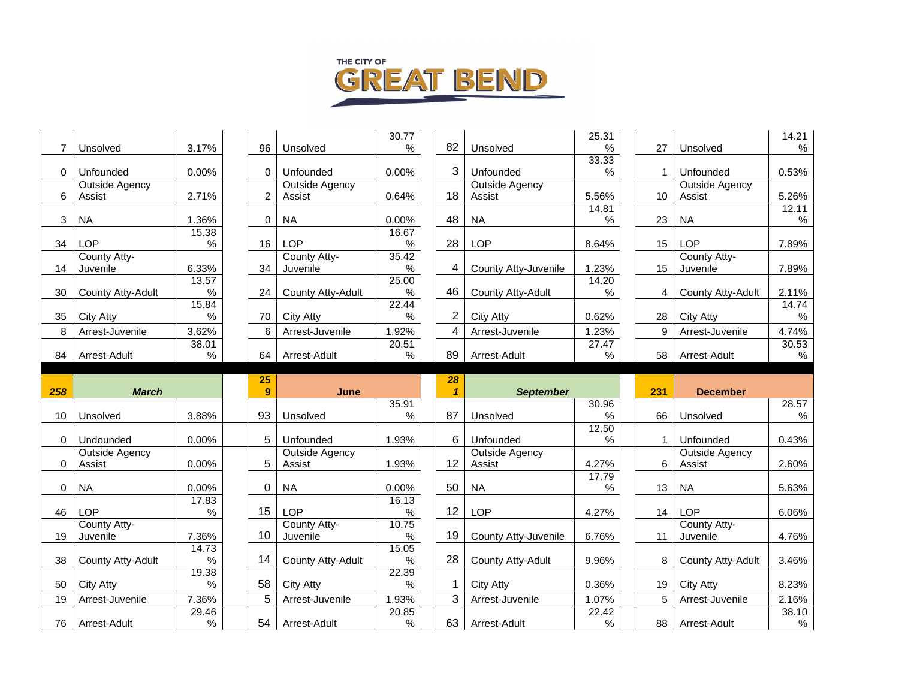THE CITY OF GREAT BEND

| | | | | | | | | | | | | | | |
|---|---|---|---|---|---|---|---|---|---|---|---|---|---|---|
| 7 | Unsolved | 3.17% | | 96 | Unsolved | 30.77% | | 82 | Unsolved | 25.31% | | 27 | Unsolved | 14.21% |
| 0 | Unfounded | 0.00% | | 0 | Unfounded | 0.00% | | 3 | Unfounded | 33.33% | | 1 | Unfounded | 0.53% |
| 6 | Outside Agency Assist | 2.71% | | 2 | Outside Agency Assist | 0.64% | | 18 | Outside Agency Assist | 5.56% | | 10 | Outside Agency Assist | 5.26% |
| 3 | NA | 1.36% | | 0 | NA | 0.00% | | 48 | NA | 14.81% | | 23 | NA | 12.11% |
| 34 | LOP | 15.38% | | 16 | LOP | 16.67% | | 28 | LOP | 8.64% | | 15 | LOP | 7.89% |
| 14 | County Atty-Juvenile | 6.33% | | 34 | County Atty-Juvenile | 35.42% | | 4 | County Atty-Juvenile | 1.23% | | 15 | County Atty-Juvenile | 7.89% |
| 30 | County Atty-Adult | 13.57% | | 24 | County Atty-Adult | 25.00% | | 46 | County Atty-Adult | 14.20% | | 4 | County Atty-Adult | 2.11% |
| 35 | City Atty | 15.84% | | 70 | City Atty | 22.44% | | 2 | City Atty | 0.62% | | 28 | City Atty | 14.74% |
| 8 | Arrest-Juvenile | 3.62% | | 6 | Arrest-Juvenile | 1.92% | | 4 | Arrest-Juvenile | 1.23% | | 9 | Arrest-Juvenile | 4.74% |
| 84 | Arrest-Adult | 38.01% | | 64 | Arrest-Adult | 20.51% | | 89 | Arrest-Adult | 27.47% | | 58 | Arrest-Adult | 30.53% |

| **258** | **March** | | | **259** | **June** | | | **281** | **September** | | | **231** | **December** | |
|---|---|---|---|---|---|---|---|---|---|---|---|---|---|---|
| 10 | Unsolved | 3.88% | | 93 | Unsolved | 35.91% | | 87 | Unsolved | 30.96% | | 66 | Unsolved | 28.57% |
| 0 | Undounded | 0.00% | | 5 | Unfounded | 1.93% | | 6 | Unfounded | 12.50% | | 1 | Unfounded | 0.43% |
| 0 | Outside Agency Assist | 0.00% | | 5 | Outside Agency Assist | 1.93% | | 12 | Outside Agency Assist | 4.27% | | 6 | Outside Agency Assist | 2.60% |
| 0 | NA | 0.00% | | 0 | NA | 0.00% | | 50 | NA | 17.79% | | 13 | NA | 5.63% |
| 46 | LOP | 17.83% | | 15 | LOP | 16.13% | | 12 | LOP | 4.27% | | 14 | LOP | 6.06% |
| 19 | County Atty-Juvenile | 7.36% | | 10 | County Atty-Juvenile | 10.75% | | 19 | County Atty-Juvenile | 6.76% | | 11 | County Atty-Juvenile | 4.76% |
| 38 | County Atty-Adult | 14.73% | | 14 | County Atty-Adult | 15.05% | | 28 | County Atty-Adult | 9.96% | | 8 | County Atty-Adult | 3.46% |
| 50 | City Atty | 19.38% | | 58 | City Atty | 22.39% | | 1 | City Atty | 0.36% | | 19 | City Atty | 8.23% |
| 19 | Arrest-Juvenile | 7.36% | | 5 | Arrest-Juvenile | 1.93% | | 3 | Arrest-Juvenile | 1.07% | | 5 | Arrest-Juvenile | 2.16% |
| 76 | Arrest-Adult | 29.46% | | 54 | Arrest-Adult | 20.85% | | 63 | Arrest-Adult | 22.42% | | 88 | Arrest-Adult | 38.10% |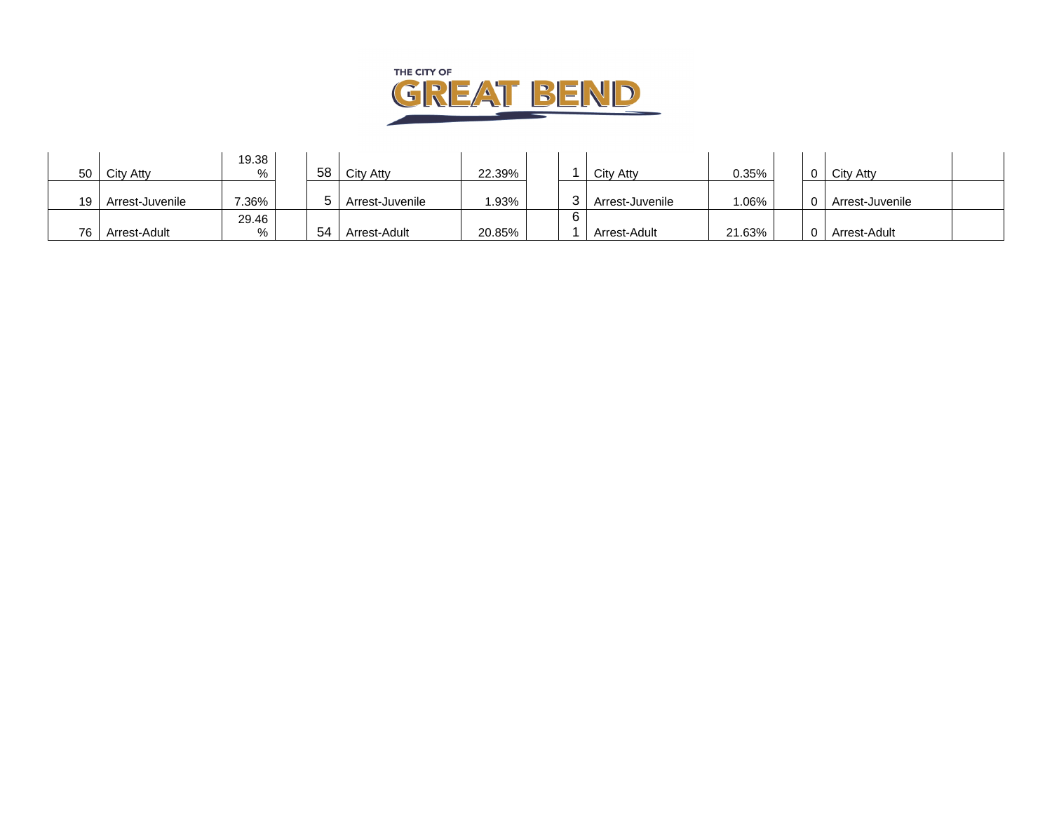THE CITY OF GREAT BEND

| | | | | | | | | | | | | | | |
|---|---|---|---|---|---|---|---|---|---|---|---|---|---|---|
| 50 | City Atty | 19.38% | | 58 | City Atty | 22.39% | | 1 | City Atty | 0.35% | | 0 | City Atty | |
| 19 | Arrest-Juvenile | 7.36% | | 5 | Arrest-Juvenile | 1.93% | | 3 | Arrest-Juvenile | 1.06% | | 0 | Arrest-Juvenile | |
| 76 | Arrest-Adult | 29.46% | | 54 | Arrest-Adult | 20.85% | | 61 | Arrest-Adult | 21.63% | | 0 | Arrest-Adult | |